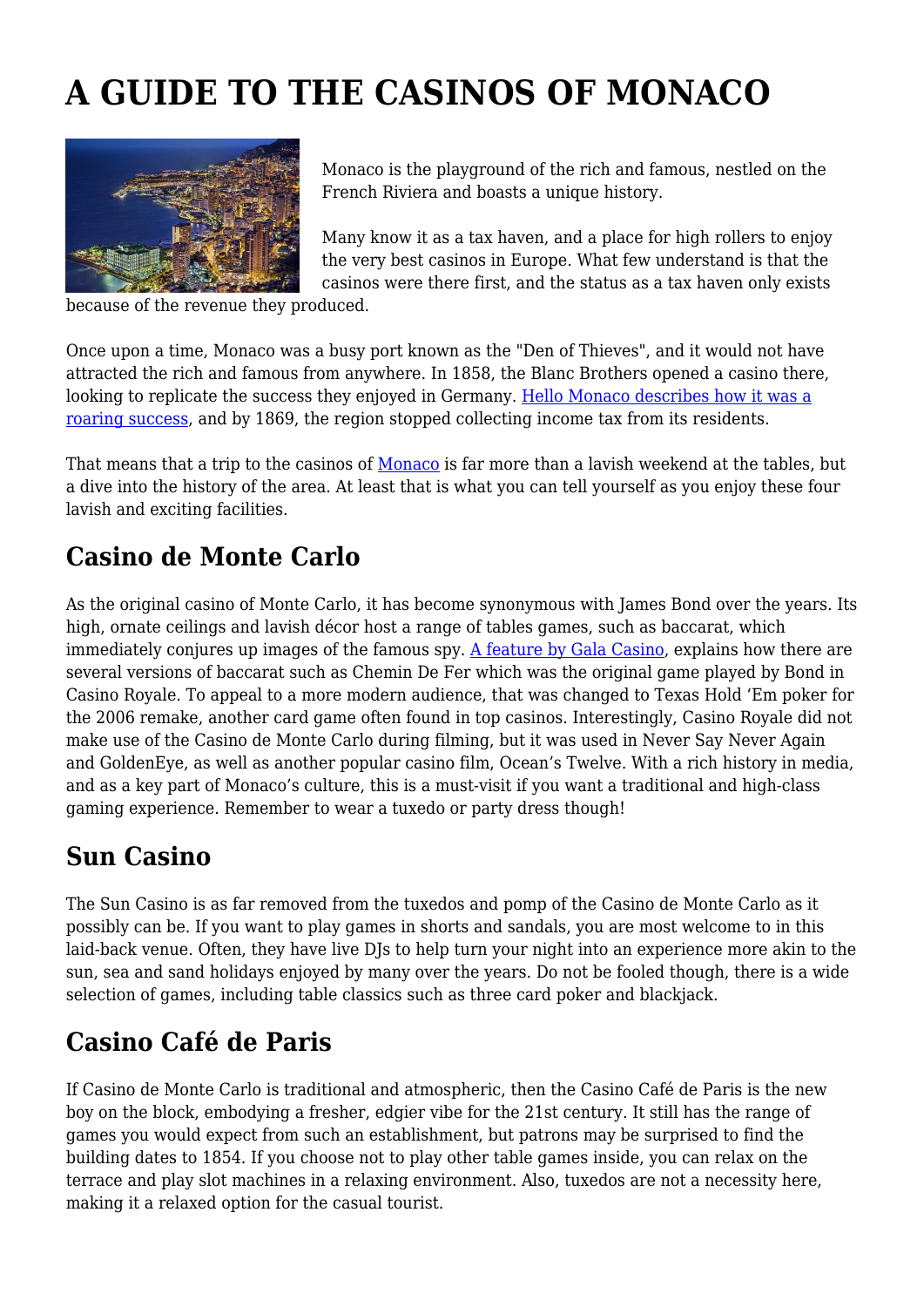# A GUIDE TO THE CASINOS OF MONACO

Monaco is the playground of the rich and famous, nestled on the French Riviera and boasts a unique history.

Many know it as a tax haven, and a place for high rollers to enjoy the very best casinos in Europe. What few understand is that the casinos were there first, and the status as a tax haven only exists because of the revenue they produced.

Once upon a time, Monaco was a busy port known as the "Den of Thieves", and it would not have attracted the rich and famous from anywhere. In 1858, the Blanc Brothers opened a casino there, looking to replicate the success they enjoyed in Germany. Hello Monaco describes how it was a roaring success, and by 1869, the region stopped collecting income tax from its residents.

That means that a trip to the casinos of Monaco is far more than a lavish weekend at the tables, but a dive into the history of the area. At least that is what you can tell yourself as you enjoy these four lavish and exciting facilities.

## Casino de Monte Carlo

As the original casino of Monte Carlo, it has become synonymous with James Bond over the years. Its high, ornate ceilings and lavish décor host a range of tables games, such as baccarat, which immediately conjures up images of the famous spy. A feature by Gala Casino, explains how there are several versions of baccarat such as Chemin De Fer which was the original game played by Bond in Casino Royale. To appeal to a more modern audience, that was changed to Texas Hold 'Em poker for the 2006 remake, another card game often found in top casinos. Interestingly, Casino Royale did not make use of the Casino de Monte Carlo during filming, but it was used in Never Say Never Again and GoldenEye, as well as another popular casino film, Ocean's Twelve. With a rich history in media, and as a key part of Monaco's culture, this is a must-visit if you want a traditional and high-class gaming experience. Remember to wear a tuxedo or party dress though!

## Sun Casino

The Sun Casino is as far removed from the tuxedos and pomp of the Casino de Monte Carlo as it possibly can be. If you want to play games in shorts and sandals, you are most welcome to in this laid-back venue. Often, they have live DJs to help turn your night into an experience more akin to the sun, sea and sand holidays enjoyed by many over the years. Do not be fooled though, there is a wide selection of games, including table classics such as three card poker and blackjack.

## Casino Café de Paris

If Casino de Monte Carlo is traditional and atmospheric, then the Casino Café de Paris is the new boy on the block, embodying a fresher, edgier vibe for the 21st century. It still has the range of games you would expect from such an establishment, but patrons may be surprised to find the building dates to 1854. If you choose not to play other table games inside, you can relax on the terrace and play slot machines in a relaxing environment. Also, tuxedos are not a necessity here, making it a relaxed option for the casual tourist.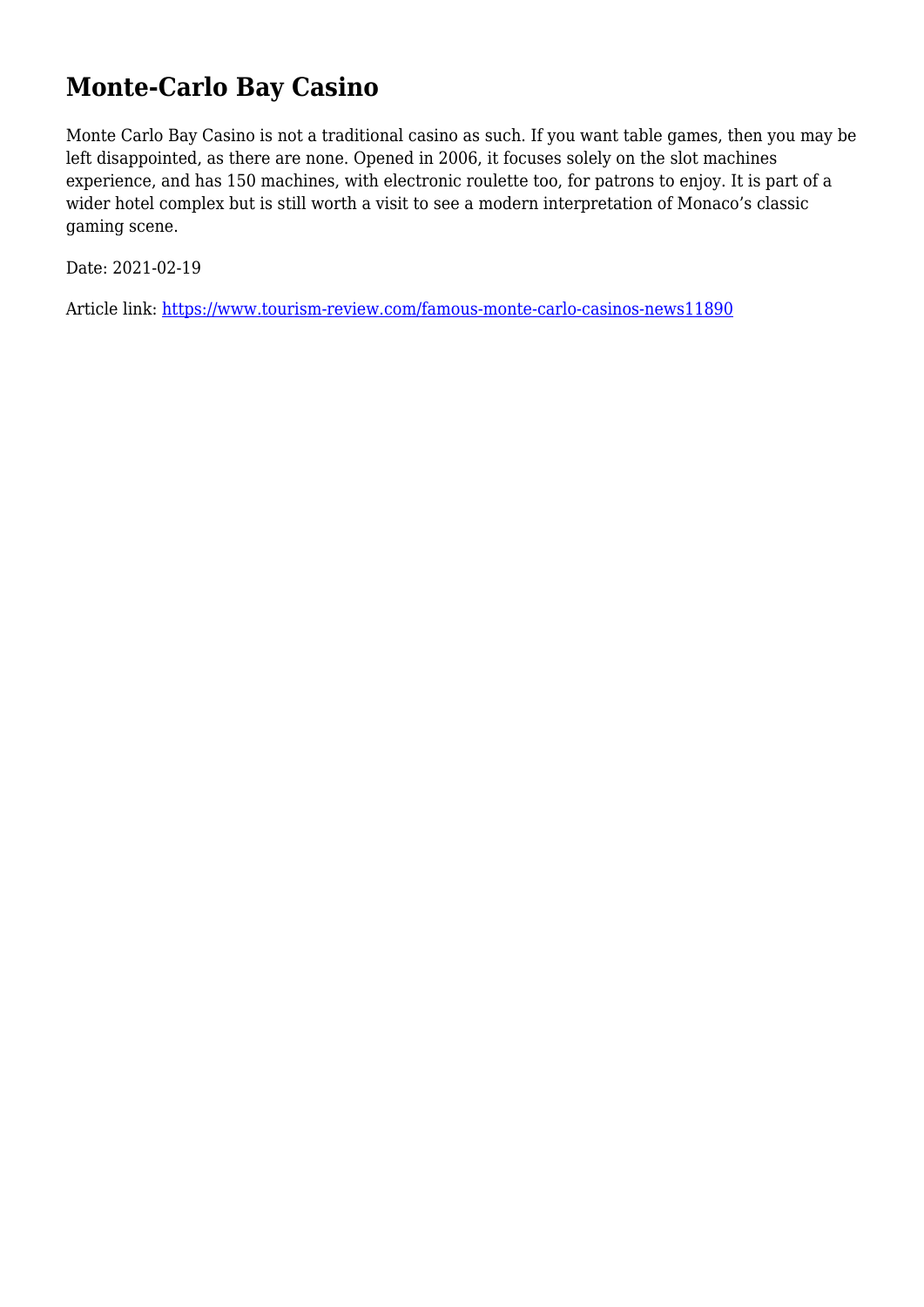## Monte-Carlo Bay Casino

Monte Carlo Bay Casino is not a traditional casino as such. If you want table games, then you may be left disappointed, as there are none. Opened in 2006, it focuses solely on the slot machines experience, and has 150 machines, with electronic roulette too, for patrons to enjoy. It is part of a wider hotel complex but is still worth a visit to see a modern interpretation of Monaco's classic gaming scene.

Date: 2021-02-19

Article link: [https://www.tourism-review.com/famous-monte-carlo-casinos-news11890](https://www.tourism-review.com/famous-monte-carlo-casinos-news11890)